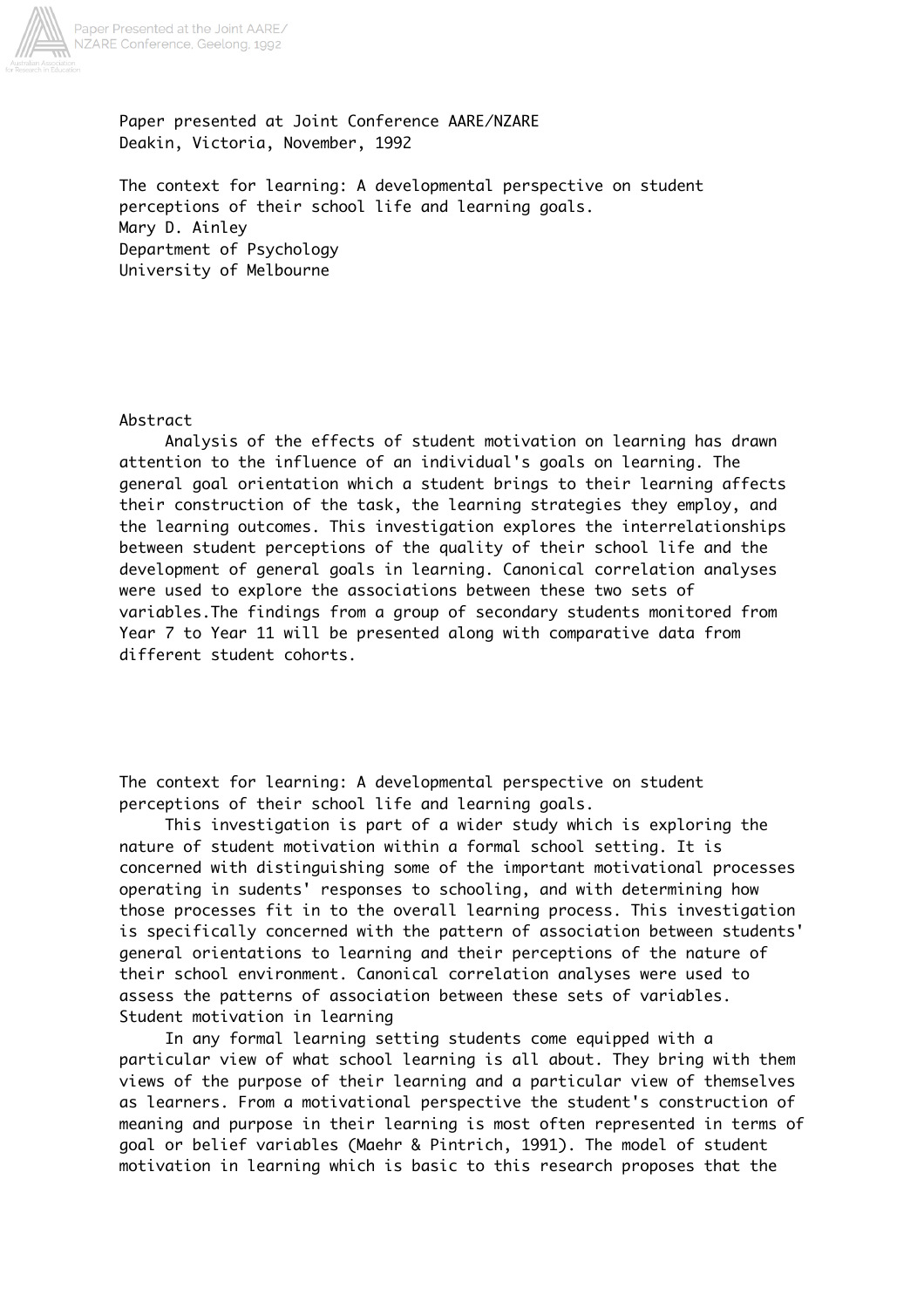Paper presented at Joint Conference AARE/NZARE
Deakin, Victoria, November, 1992

# The context for learning: A developmental perspective on student perceptions of their school life and learning goals.

Mary D. Ainley
Department of Psychology
University of Melbourne

## Abstract

Analysis of the effects of student motivation on learning has drawn attention to the influence of an individual's goals on learning. The general goal orientation which a student brings to their learning affects their construction of the task, the learning strategies they employ, and the learning outcomes. This investigation explores the interrelationships between student perceptions of the quality of their school life and the development of general goals in learning. Canonical correlation analyses were used to explore the associations between these two sets of variables.The findings from a group of secondary students monitored from Year 7 to Year 11 will be presented along with comparative data from different student cohorts.

## The context for learning: A developmental perspective on student perceptions of their school life and learning goals.

This investigation is part of a wider study which is exploring the nature of student motivation within a formal school setting. It is concerned with distinguishing some of the important motivational processes operating in sudents' responses to schooling, and with determining how those processes fit in to the overall learning process. This investigation is specifically concerned with the pattern of association between students' general orientations to learning and their perceptions of the nature of their school environment. Canonical correlation analyses were used to assess the patterns of association between these sets of variables.

### Student motivation in learning

In any formal learning setting students come equipped with a particular view of what school learning is all about. They bring with them views of the purpose of their learning and a particular view of themselves as learners. From a motivational perspective the student's construction of meaning and purpose in their learning is most often represented in terms of goal or belief variables (Maehr & Pintrich, 1991). The model of student motivation in learning which is basic to this research proposes that the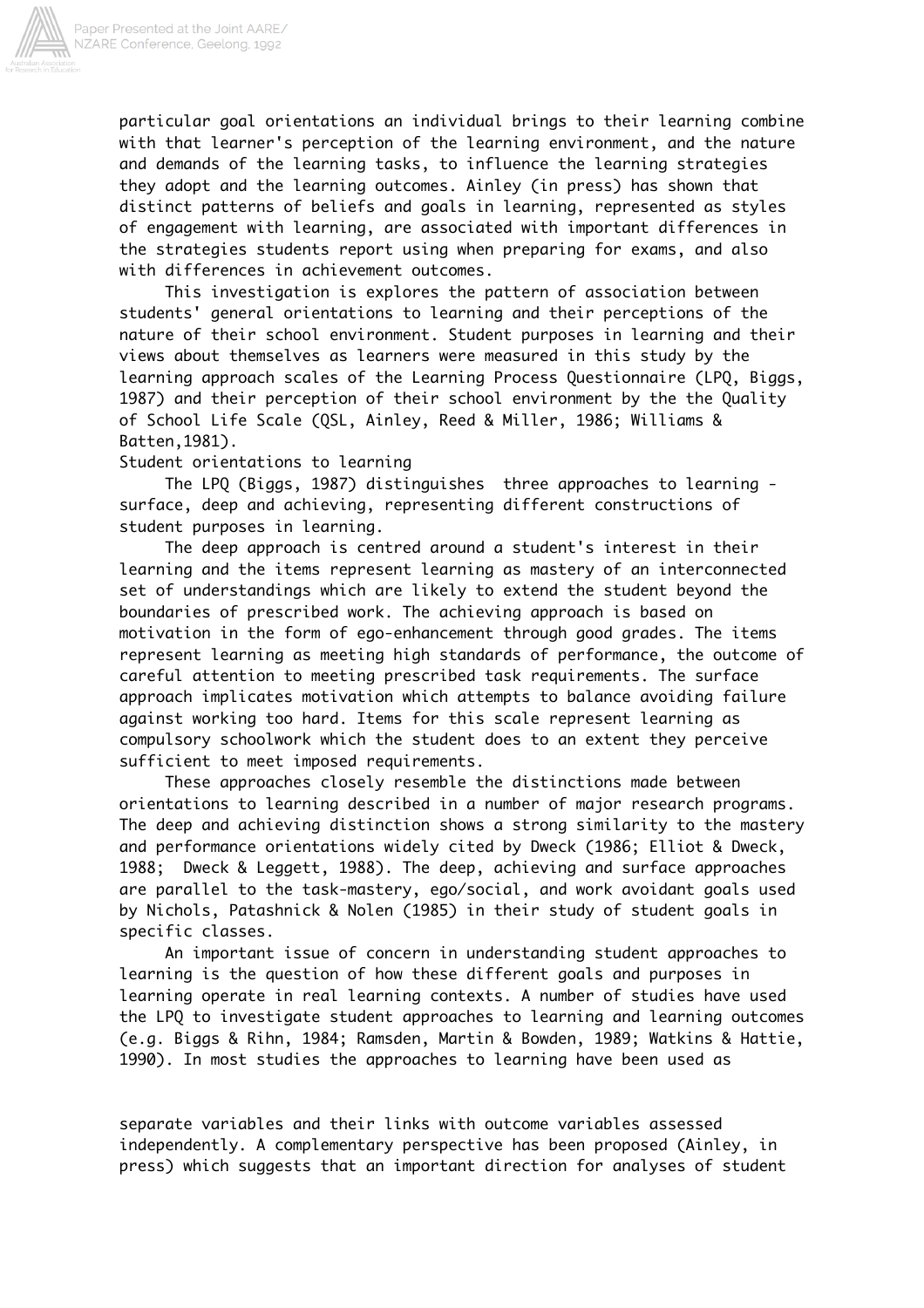particular goal orientations an individual brings to their learning combine with that learner's perception of the learning environment, and the nature and demands of the learning tasks, to influence the learning strategies they adopt and the learning outcomes. Ainley (in press) has shown that distinct patterns of beliefs and goals in learning, represented as styles of engagement with learning, are associated with important differences in the strategies students report using when preparing for exams, and also with differences in achievement outcomes.

This investigation is explores the pattern of association between students' general orientations to learning and their perceptions of the nature of their school environment. Student purposes in learning and their views about themselves as learners were measured in this study by the learning approach scales of the Learning Process Questionnaire (LPQ, Biggs, 1987) and their perception of their school environment by the the Quality of School Life Scale (QSL, Ainley, Reed & Miller, 1986; Williams & Batten,1981).

## Student orientations to learning

The LPQ (Biggs, 1987) distinguishes three approaches to learning - surface, deep and achieving, representing different constructions of student purposes in learning.

The deep approach is centred around a student's interest in their learning and the items represent learning as mastery of an interconnected set of understandings which are likely to extend the student beyond the boundaries of prescribed work. The achieving approach is based on motivation in the form of ego-enhancement through good grades. The items represent learning as meeting high standards of performance, the outcome of careful attention to meeting prescribed task requirements. The surface approach implicates motivation which attempts to balance avoiding failure against working too hard. Items for this scale represent learning as compulsory schoolwork which the student does to an extent they perceive sufficient to meet imposed requirements.

These approaches closely resemble the distinctions made between orientations to learning described in a number of major research programs. The deep and achieving distinction shows a strong similarity to the mastery and performance orientations widely cited by Dweck (1986; Elliot & Dweck, 1988; Dweck & Leggett, 1988). The deep, achieving and surface approaches are parallel to the task-mastery, ego/social, and work avoidant goals used by Nichols, Patashnick & Nolen (1985) in their study of student goals in specific classes.

An important issue of concern in understanding student approaches to learning is the question of how these different goals and purposes in learning operate in real learning contexts. A number of studies have used the LPQ to investigate student approaches to learning and learning outcomes (e.g. Biggs & Rihn, 1984; Ramsden, Martin & Bowden, 1989; Watkins & Hattie, 1990). In most studies the approaches to learning have been used as separate variables and their links with outcome variables assessed independently. A complementary perspective has been proposed (Ainley, in press) which suggests that an important direction for analyses of student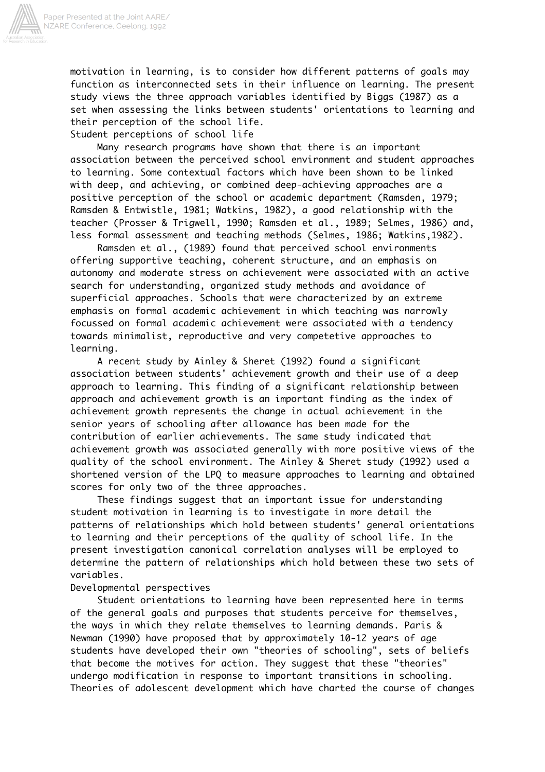motivation in learning, is to consider how different patterns of goals may function as interconnected sets in their influence on learning. The present study views the three approach variables identified by Biggs (1987) as a set when assessing the links between students' orientations to learning and their perception of the school life.

## Student perceptions of school life

Many research programs have shown that there is an important association between the perceived school environment and student approaches to learning. Some contextual factors which have been shown to be linked with deep, and achieving, or combined deep-achieving approaches are a positive perception of the school or academic department (Ramsden, 1979; Ramsden & Entwistle, 1981; Watkins, 1982), a good relationship with the teacher (Prosser & Trigwell, 1990; Ramsden et al., 1989; Selmes, 1986) and, less formal assessment and teaching methods (Selmes, 1986; Watkins,1982).

Ramsden et al., (1989) found that perceived school environments offering supportive teaching, coherent structure, and an emphasis on autonomy and moderate stress on achievement were associated with an active search for understanding, organized study methods and avoidance of superficial approaches. Schools that were characterized by an extreme emphasis on formal academic achievement in which teaching was narrowly focussed on formal academic achievement were associated with a tendency towards minimalist, reproductive and very competetive approaches to learning.

A recent study by Ainley & Sheret (1992) found a significant association between students' achievement growth and their use of a deep approach to learning. This finding of a significant relationship between approach and achievement growth is an important finding as the index of achievement growth represents the change in actual achievement in the senior years of schooling after allowance has been made for the contribution of earlier achievements. The same study indicated that achievement growth was associated generally with more positive views of the quality of the school environment. The Ainley & Sheret study (1992) used a shortened version of the LPQ to measure approaches to learning and obtained scores for only two of the three approaches.

These findings suggest that an important issue for understanding student motivation in learning is to investigate in more detail the patterns of relationships which hold between students' general orientations to learning and their perceptions of the quality of school life. In the present investigation canonical correlation analyses will be employed to determine the pattern of relationships which hold between these two sets of variables.

## Developmental perspectives

Student orientations to learning have been represented here in terms of the general goals and purposes that students perceive for themselves, the ways in which they relate themselves to learning demands. Paris & Newman (1990) have proposed that by approximately 10-12 years of age students have developed their own "theories of schooling", sets of beliefs that become the motives for action. They suggest that these "theories" undergo modification in response to important transitions in schooling. Theories of adolescent development which have charted the course of changes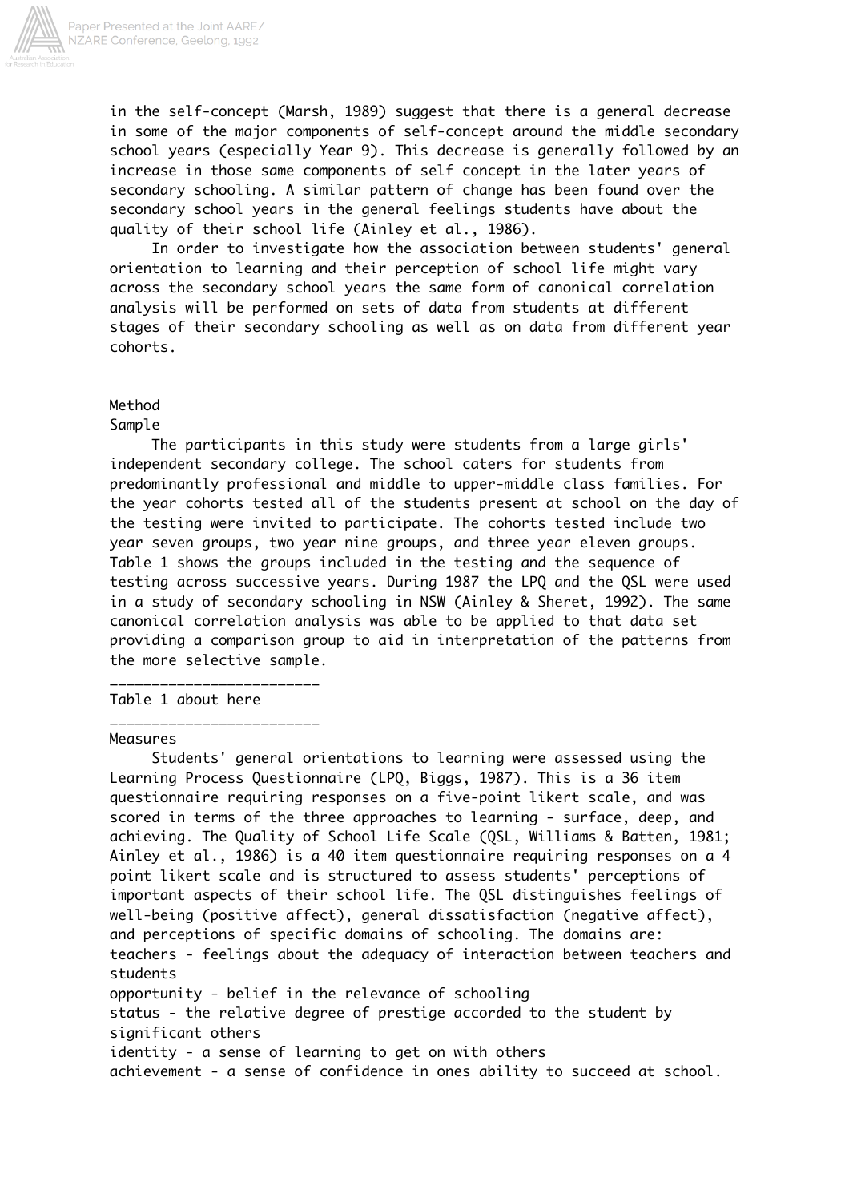in the self-concept (Marsh, 1989) suggest that there is a general decrease in some of the major components of self-concept around the middle secondary school years (especially Year 9). This decrease is generally followed by an increase in those same components of self concept in the later years of secondary schooling. A similar pattern of change has been found over the secondary school years in the general feelings students have about the quality of their school life (Ainley et al., 1986).

In order to investigate how the association between students' general orientation to learning and their perception of school life might vary across the secondary school years the same form of canonical correlation analysis will be performed on sets of data from students at different stages of their secondary schooling as well as on data from different year cohorts.

## Method

### Sample

The participants in this study were students from a large girls' independent secondary college. The school caters for students from predominantly professional and middle to upper-middle class families. For the year cohorts tested all of the students present at school on the day of the testing were invited to participate. The cohorts tested include two year seven groups, two year nine groups, and three year eleven groups. Table 1 shows the groups included in the testing and the sequence of testing across successive years. During 1987 the LPQ and the QSL were used in a study of secondary schooling in NSW (Ainley & Sheret, 1992). The same canonical correlation analysis was able to be applied to that data set providing a comparison group to aid in interpretation of the patterns from the more selective sample.

\_\_\_\_\_\_\_\_\_\_\_\_\_\_\_\_\_\_\_\_\_\_\_\_\_\_

Table 1 about here

\_\_\_\_\_\_\_\_\_\_\_\_\_\_\_\_\_\_\_\_\_\_\_\_\_\_

### Measures

Students' general orientations to learning were assessed using the Learning Process Questionnaire (LPQ, Biggs, 1987). This is a 36 item questionnaire requiring responses on a five-point likert scale, and was scored in terms of the three approaches to learning - surface, deep, and achieving. The Quality of School Life Scale (QSL, Williams & Batten, 1981; Ainley et al., 1986) is a 40 item questionnaire requiring responses on a 4 point likert scale and is structured to assess students' perceptions of important aspects of their school life. The QSL distinguishes feelings of well-being (positive affect), general dissatisfaction (negative affect), and perceptions of specific domains of schooling. The domains are:

teachers - feelings about the adequacy of interaction between teachers and students
opportunity - belief in the relevance of schooling
status - the relative degree of prestige accorded to the student by significant others
identity - a sense of learning to get on with others
achievement - a sense of confidence in ones ability to succeed at school.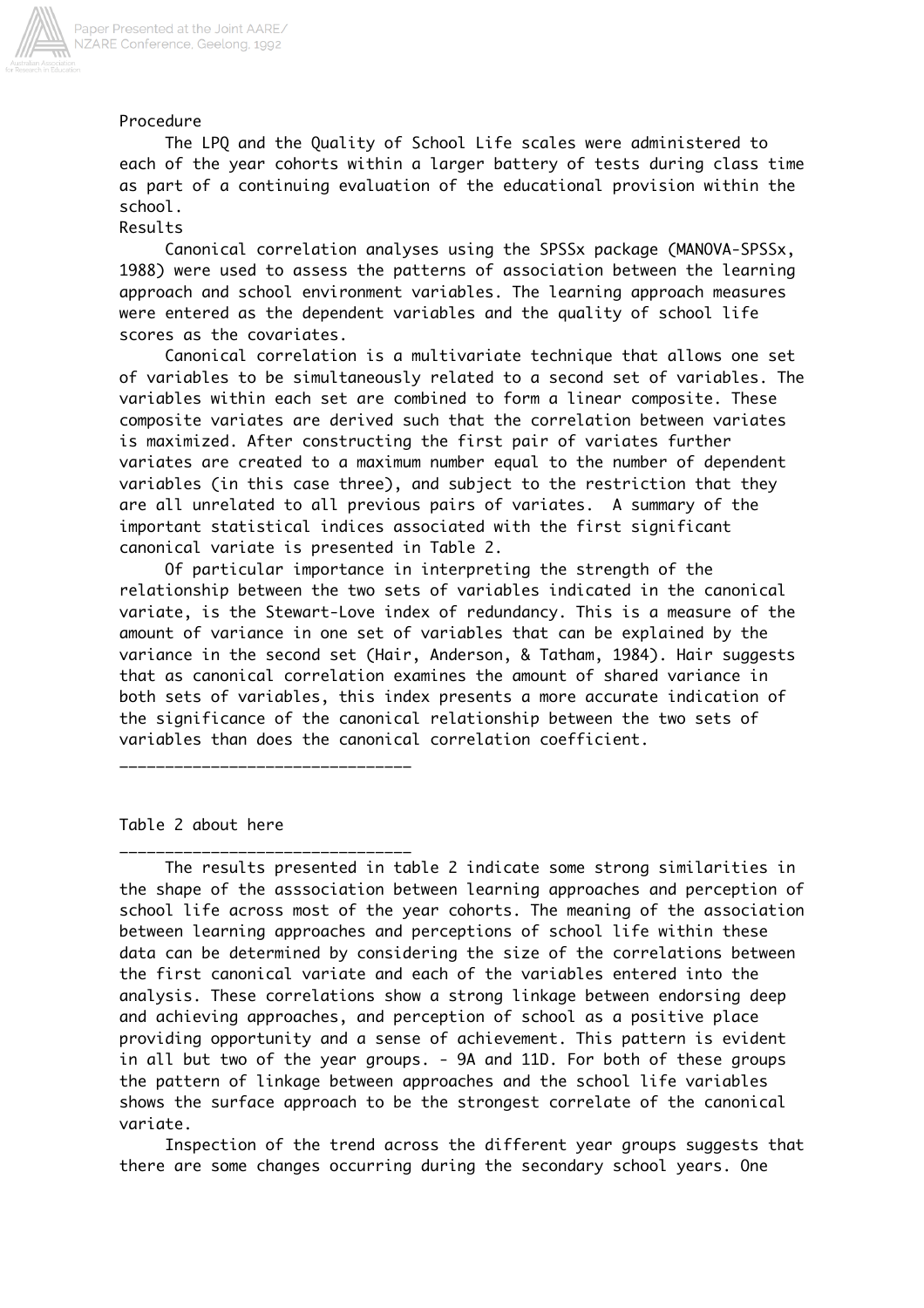Procedure

The LPQ and the Quality of School Life scales were administered to each of the year cohorts within a larger battery of tests during class time as part of a continuing evaluation of the educational provision within the school.

Results

Canonical correlation analyses using the SPSSx package (MANOVA-SPSSx, 1988) were used to assess the patterns of association between the learning approach and school environment variables. The learning approach measures were entered as the dependent variables and the quality of school life scores as the covariates.

Canonical correlation is a multivariate technique that allows one set of variables to be simultaneously related to a second set of variables. The variables within each set are combined to form a linear composite. These composite variates are derived such that the correlation between variates is maximized. After constructing the first pair of variates further variates are created to a maximum number equal to the number of dependent variables (in this case three), and subject to the restriction that they are all unrelated to all previous pairs of variates. A summary of the important statistical indices associated with the first significant canonical variate is presented in Table 2.

Of particular importance in interpreting the strength of the relationship between the two sets of variables indicated in the canonical variate, is the Stewart-Love index of redundancy. This is a measure of the amount of variance in one set of variables that can be explained by the variance in the second set (Hair, Anderson, & Tatham, 1984). Hair suggests that as canonical correlation examines the amount of shared variance in both sets of variables, this index presents a more accurate indication of the significance of the canonical relationship between the two sets of variables than does the canonical correlation coefficient.

______________________________

Table 2 about here

______________________________

The results presented in table 2 indicate some strong similarities in the shape of the asssociation between learning approaches and perception of school life across most of the year cohorts. The meaning of the association between learning approaches and perceptions of school life within these data can be determined by considering the size of the correlations between the first canonical variate and each of the variables entered into the analysis. These correlations show a strong linkage between endorsing deep and achieving approaches, and perception of school as a positive place providing opportunity and a sense of achievement. This pattern is evident in all but two of the year groups. - 9A and 11D. For both of these groups the pattern of linkage between approaches and the school life variables shows the surface approach to be the strongest correlate of the canonical variate.

Inspection of the trend across the different year groups suggests that there are some changes occurring during the secondary school years. One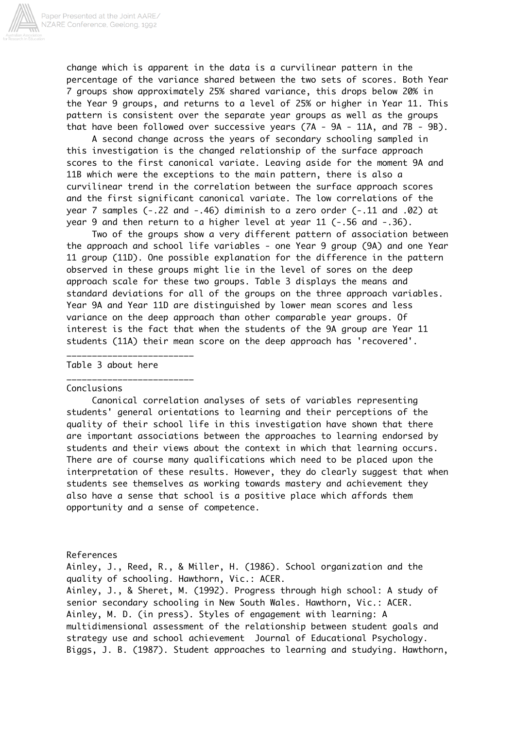change which is apparent in the data is a curvilinear pattern in the percentage of the variance shared between the two sets of scores. Both Year 7 groups show approximately 25% shared variance, this drops below 20% in the Year 9 groups, and returns to a level of 25% or higher in Year 11. This pattern is consistent over the separate year groups as well as the groups that have been followed over successive years (7A - 9A - 11A, and 7B - 9B).

A second change across the years of secondary schooling sampled in this investigation is the changed relationship of the surface approach scores to the first canonical variate. Leaving aside for the moment 9A and 11B which were the exceptions to the main pattern, there is also a curvilinear trend in the correlation between the surface approach scores and the first significant canonical variate. The low correlations of the year 7 samples (-.22 and -.46) diminish to a zero order (-.11 and .02) at year 9 and then return to a higher level at year 11 (-.56 and -.36).

Two of the groups show a very different pattern of association between the approach and school life variables - one Year 9 group (9A) and one Year 11 group (11D). One possible explanation for the difference in the pattern observed in these groups might lie in the level of sores on the deep approach scale for these two groups. Table 3 displays the means and standard deviations for all of the groups on the three approach variables. Year 9A and Year 11D are distinguished by lower mean scores and less variance on the deep approach than other comparable year groups. Of interest is the fact that when the students of the 9A group are Year 11 students (11A) their mean score on the deep approach has 'recovered'.

_________________________

Table 3 about here

_________________________

## Conclusions

Canonical correlation analyses of sets of variables representing students' general orientations to learning and their perceptions of the quality of their school life in this investigation have shown that there are important associations between the approaches to learning endorsed by students and their views about the context in which that learning occurs. There are of course many qualifications which need to be placed upon the interpretation of these results. However, they do clearly suggest that when students see themselves as working towards mastery and achievement they also have a sense that school is a positive place which affords them opportunity and a sense of competence.

## References

Ainley, J., Reed, R., & Miller, H. (1986). School organization and the quality of schooling. Hawthorn, Vic.: ACER.

Ainley, J., & Sheret, M. (1992). Progress through high school: A study of senior secondary schooling in New South Wales. Hawthorn, Vic.: ACER.

Ainley, M. D. (in press). Styles of engagement with learning: A multidimensional assessment of the relationship between student goals and strategy use and school achievement Journal of Educational Psychology.

Biggs, J. B. (1987). Student approaches to learning and studying. Hawthorn,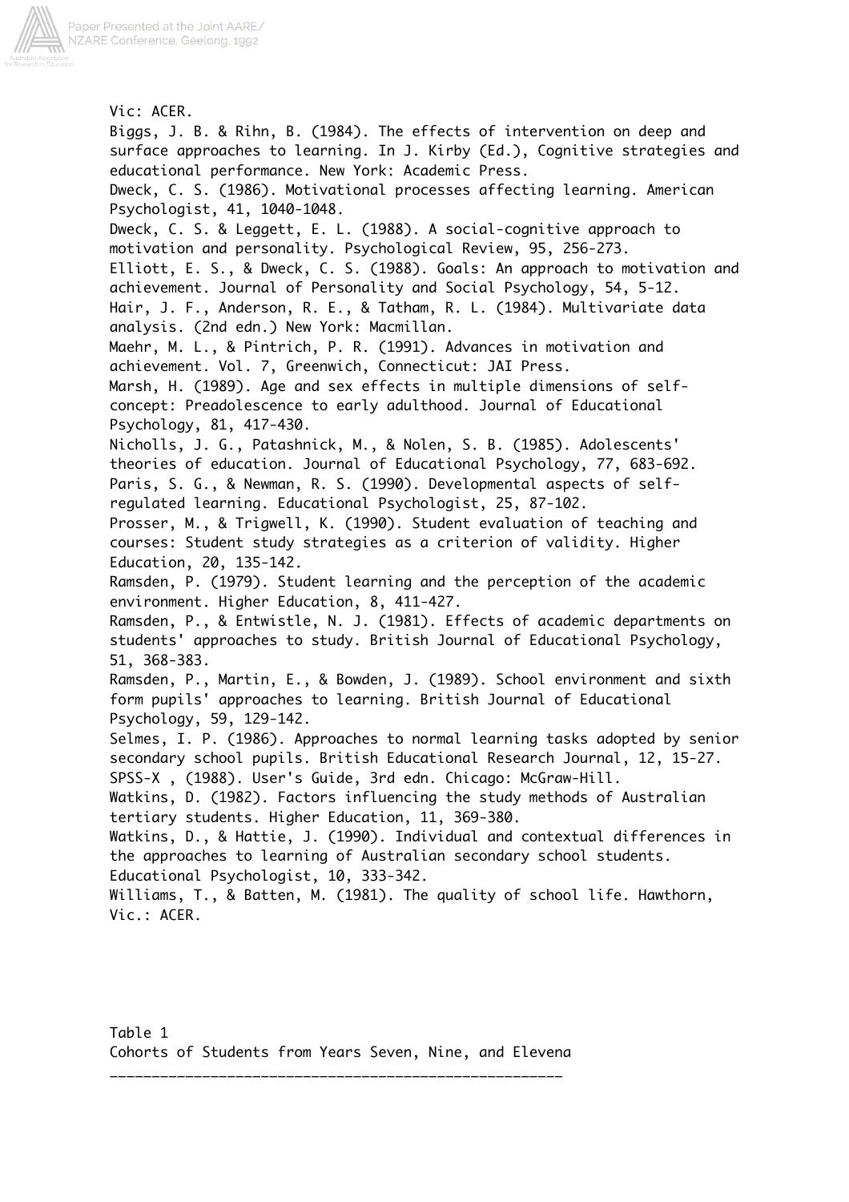Vic: ACER.

Biggs, J. B. & Rihn, B. (1984). The effects of intervention on deep and surface approaches to learning. In J. Kirby (Ed.), Cognitive strategies and educational performance. New York: Academic Press.

Dweck, C. S. (1986). Motivational processes affecting learning. American Psychologist, 41, 1040-1048.

Dweck, C. S. & Leggett, E. L. (1988). A social-cognitive approach to motivation and personality. Psychological Review, 95, 256-273.

Elliott, E. S., & Dweck, C. S. (1988). Goals: An approach to motivation and achievement. Journal of Personality and Social Psychology, 54, 5-12.

Hair, J. F., Anderson, R. E., & Tatham, R. L. (1984). Multivariate data analysis. (2nd edn.) New York: Macmillan.

Maehr, M. L., & Pintrich, P. R. (1991). Advances in motivation and achievement. Vol. 7, Greenwich, Connecticut: JAI Press.

Marsh, H. (1989). Age and sex effects in multiple dimensions of self-concept: Preadolescence to early adulthood. Journal of Educational Psychology, 81, 417-430.

Nicholls, J. G., Patashnick, M., & Nolen, S. B. (1985). Adolescents' theories of education. Journal of Educational Psychology, 77, 683-692.

Paris, S. G., & Newman, R. S. (1990). Developmental aspects of self-regulated learning. Educational Psychologist, 25, 87-102.

Prosser, M., & Trigwell, K. (1990). Student evaluation of teaching and courses: Student study strategies as a criterion of validity. Higher Education, 20, 135-142.

Ramsden, P. (1979). Student learning and the perception of the academic environment. Higher Education, 8, 411-427.

Ramsden, P., & Entwistle, N. J. (1981). Effects of academic departments on students' approaches to study. British Journal of Educational Psychology, 51, 368-383.

Ramsden, P., Martin, E., & Bowden, J. (1989). School environment and sixth form pupils' approaches to learning. British Journal of Educational Psychology, 59, 129-142.

Selmes, I. P. (1986). Approaches to normal learning tasks adopted by senior secondary school pupils. British Educational Research Journal, 12, 15-27.

SPSS-X , (1988). User's Guide, 3rd edn. Chicago: McGraw-Hill.

Watkins, D. (1982). Factors influencing the study methods of Australian tertiary students. Higher Education, 11, 369-380.

Watkins, D., & Hattie, J. (1990). Individual and contextual differences in the approaches to learning of Australian secondary school students. Educational Psychologist, 10, 333-342.

Williams, T., & Batten, M. (1981). The quality of school life. Hawthorn, Vic.: ACER.

Table 1
Cohorts of Students from Years Seven, Nine, and Elevena

_______________________________________________________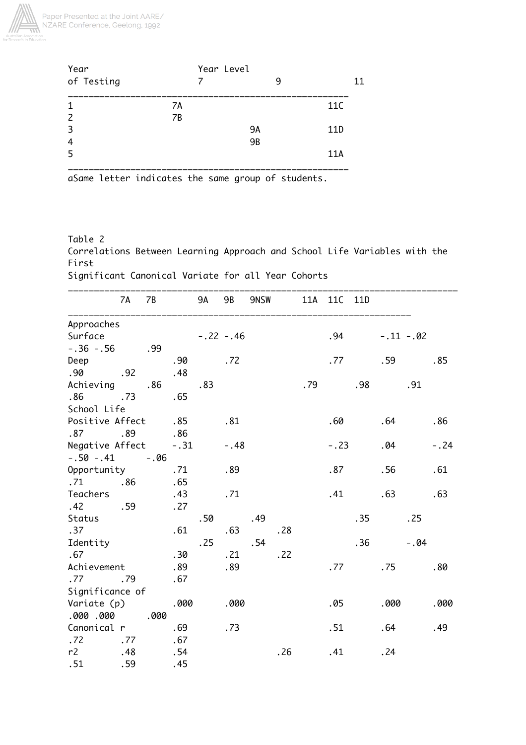| Year of Testing | Year Level 7 | 9 | 11 |
|---|---|---|---|
| 1 | 7A | | 11C |
| 2 | 7B | | |
| 3 | | 9A | 11D |
| 4 | | 9B | |
| 5 | | | 11A |

aSame letter indicates the same group of students.

Table 2
Correlations Between Learning Approach and School Life Variables with the First Significant Canonical Variate for all Year Cohorts

| | 7A | 7B | 9A | 9B | 9NSW | 11A | 11C | 11D |
|---|---|---|---|---|---|---|---|---|
| **Approaches** | | | | | | | | |
| Surface | -.22 | -.46 | .94 | -.11 | -.02 | -.36 | -.56 | .99 |
| Deep | .90 | .72 | .77 | .59 | .85 | .90 | .92 | .48 |
| Achieving | .86 | .83 | .79 | .98 | .91 | .86 | .73 | .65 |
| **School Life** | | | | | | | | |
| Positive Affect | .85 | .81 | .60 | .64 | .86 | .87 | .89 | .86 |
| Negative Affect | -.31 | -.48 | -.23 | .04 | -.24 | -.50 | -.41 | -.06 |
| Opportunity | .71 | .89 | .87 | .56 | .61 | .71 | .86 | .65 |
| Teachers | .43 | .71 | .41 | .63 | .63 | .42 | .59 | .27 |
| Status | .50 | .49 | .35 | .25 | .37 | .61 | .63 | .28 |
| Identity | .25 | .54 | .36 | -.04 | .67 | .30 | .21 | .22 |
| Achievement | .89 | .89 | .77 | .75 | .80 | .77 | .79 | .67 |
| Significance of Variate (p) | .000 | .000 | .05 | .000 | .000 | .000 | .000 | .000 |
| Canonical r | .69 | .73 | .51 | .64 | .49 | .72 | .77 | .67 |
| r2 | .48 | .54 | .26 | .41 | .24 | .51 | .59 | .45 |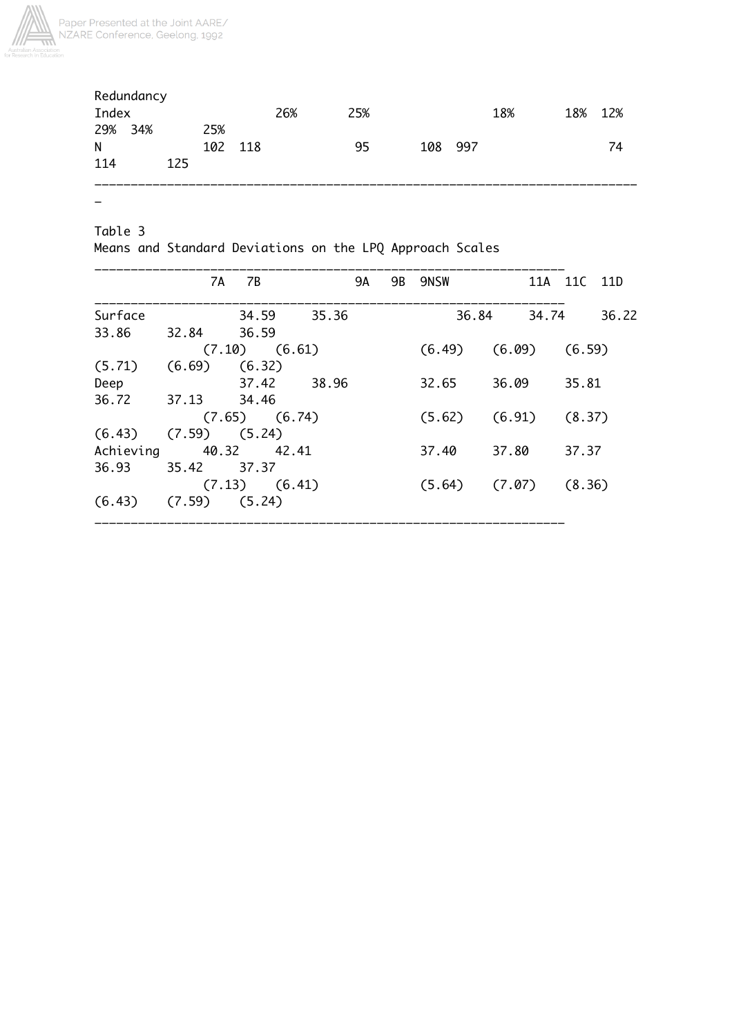| | | | | | | | | |
|---|---|---|---|---|---|---|---|---|
| Redundancy Index | 26% | 25% | 18% | 18% | 12% | 29% | 34% | 25% |
| N | 102 | 118 | 95 | 108 | 997 | 74 | 114 | 125 |

Table 3
Means and Standard Deviations on the LPQ Approach Scales

| | 7A | 7B | 9A | 9B | 9NSW | 11A | 11C | 11D |
|---|---|---|---|---|---|---|---|---|
| Surface | 34.59 | 35.36 | 36.84 | 34.74 | 36.22 | 33.86 | 32.84 | 36.59 |
| | (7.10) | (6.61) | (6.49) | (6.09) | (6.59) | (5.71) | (6.69) | (6.32) |
| Deep | 37.42 | 38.96 | 32.65 | 36.09 | 35.81 | 36.72 | 37.13 | 34.46 |
| | (7.65) | (6.74) | (5.62) | (6.91) | (8.37) | (6.43) | (7.59) | (5.24) |
| Achieving | 40.32 | 42.41 | 37.40 | 37.80 | 37.37 | 36.93 | 35.42 | 37.37 |
| | (7.13) | (6.41) | (5.64) | (7.07) | (8.36) | (6.43) | (7.59) | (5.24) |